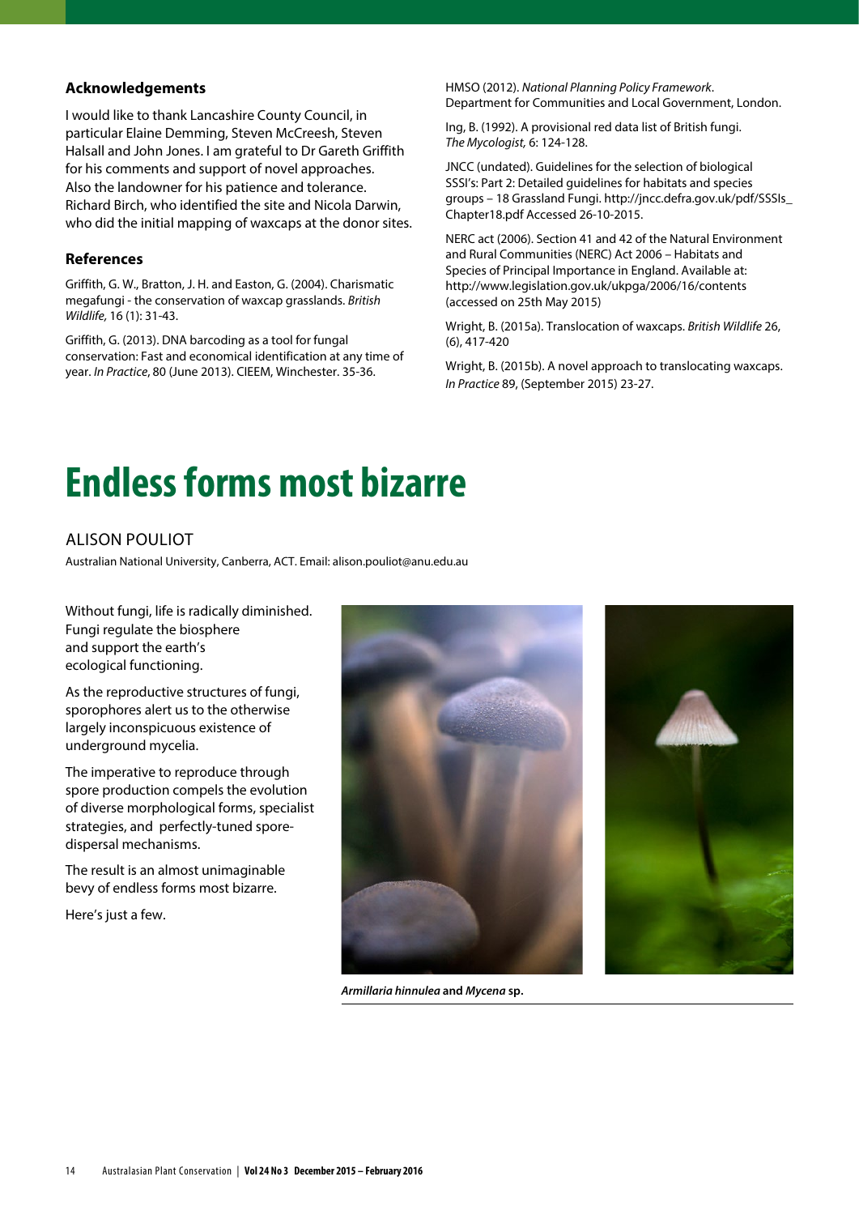### Acknowledgements

I would like to thank Lancashire County Council, in particular Elaine Demming, Steven McCreesh, Steven Halsall and John Jones. I am grateful to Dr Gareth Griffith for his comments and support of novel approaches. Also the landowner for his patience and tolerance. Richard Birch, who identified the site and Nicola Darwin, who did the initial mapping of waxcaps at the donor sites.

### References

Griffith, G. W., Bratton, J. H. and Easton, G. (2004). Charismatic megafungi - the conservation of waxcap grasslands. *British Wildlife,* 16 (1): 31-43.

Griffith, G. (2013). DNA barcoding as a tool for fungal conservation: Fast and economical identification at any time of year. *In Practice*, 80 (June 2013). CIEEM, Winchester. 35-36.

HMSO (2012). *National Planning Policy Framework*. Department for Communities and Local Government, London.

Ing, B. (1992). A provisional red data list of British fungi. *The Mycologist,* 6: 124-128.

JNCC (undated). Guidelines for the selection of biological SSSI's: Part 2: Detailed guidelines for habitats and species groups – 18 Grassland Fungi. http://jncc.defra.gov.uk/pdf/SSSIs_Chapter18.pdf Accessed 26-10-2015.

NERC act (2006). Section 41 and 42 of the Natural Environment and Rural Communities (NERC) Act 2006 – Habitats and Species of Principal Importance in England. Available at: http://www.legislation.gov.uk/ukpga/2006/16/contents (accessed on 25th May 2015)

Wright, B. (2015a). Translocation of waxcaps. *British Wildlife* 26, (6), 417-420

Wright, B. (2015b). A novel approach to translocating waxcaps. *In Practice* 89, (September 2015) 23-27.

# Endless forms most bizarre

ALISON POULIOT

Australian National University, Canberra, ACT. Email: alison.pouliot@anu.edu.au

Without fungi, life is radically diminished. Fungi regulate the biosphere and support the earth's ecological functioning.

As the reproductive structures of fungi, sporophores alert us to the otherwise largely inconspicuous existence of underground mycelia.

The imperative to reproduce through spore production compels the evolution of diverse morphological forms, specialist strategies, and perfectly-tuned spore-dispersal mechanisms.

The result is an almost unimaginable bevy of endless forms most bizarre.

Here's just a few.

***Armillaria hinnulea*** **and** ***Mycena*** **sp.**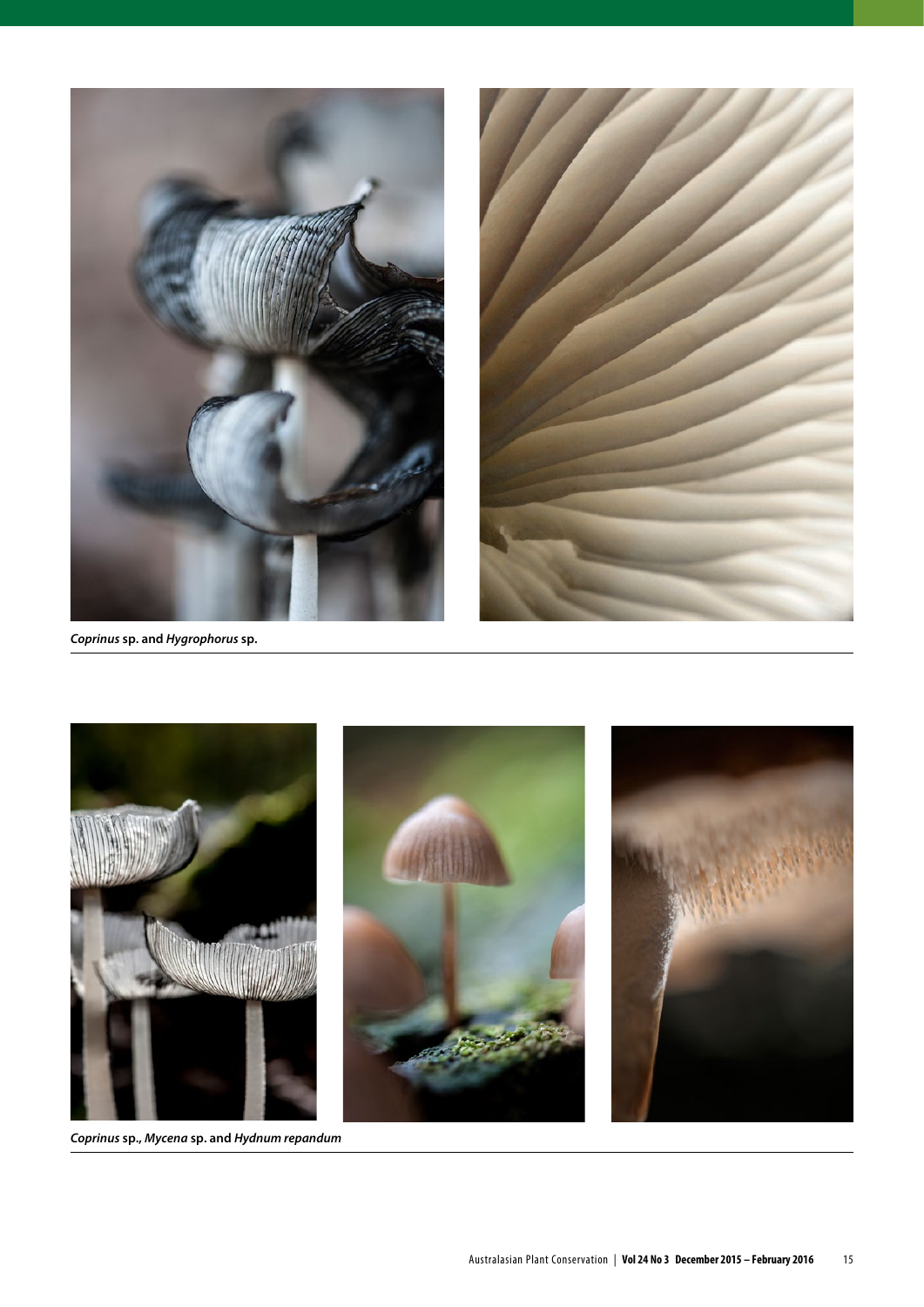***Coprinus*** **sp. and** ***Hygrophorus*** **sp.**

***Coprinus*** **sp.,** ***Mycena*** **sp. and** ***Hydnum repandum***